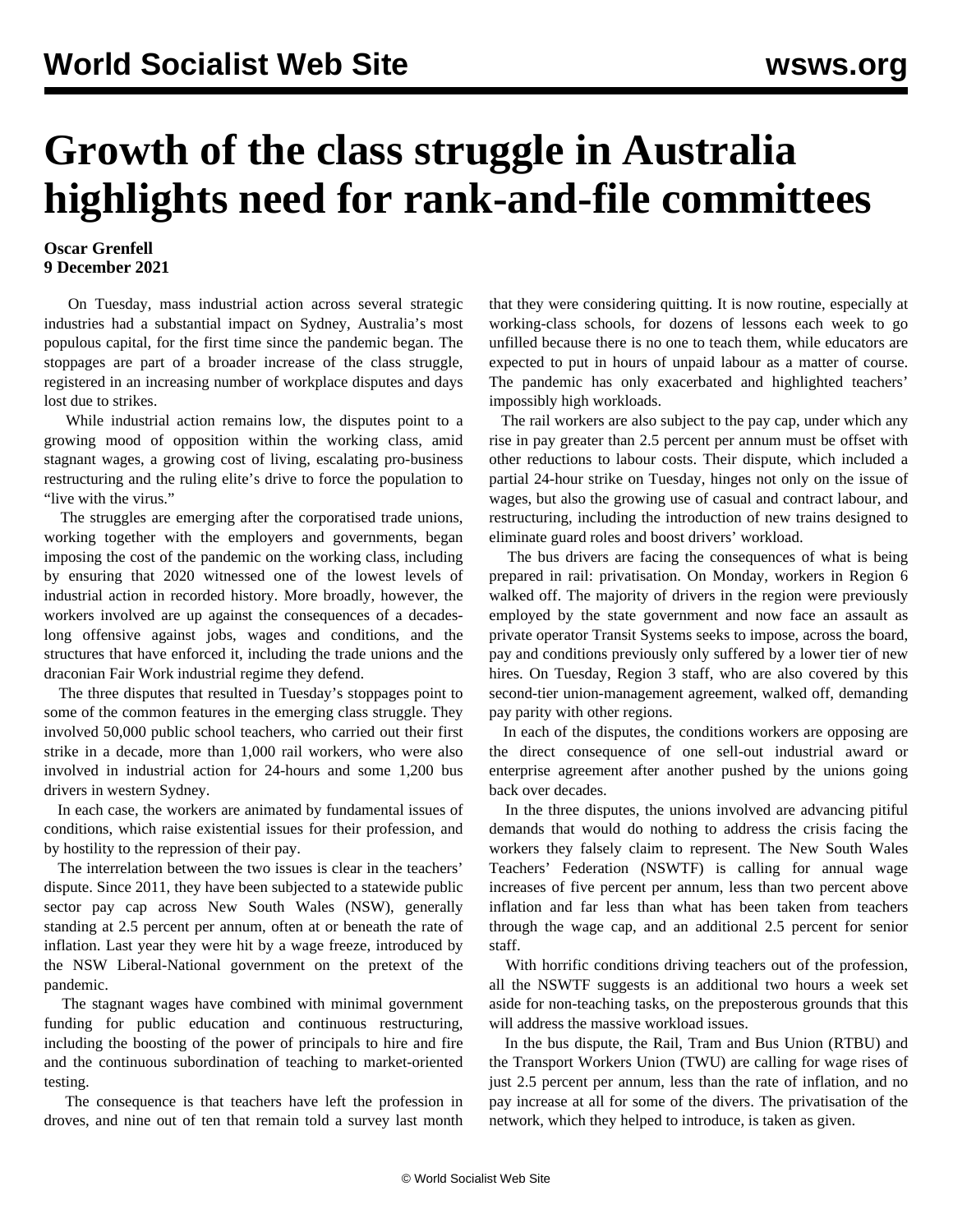# Growth of the class struggle in Australia highlights need for rank-and-file committees

**Oscar Grenfell**
**9 December 2021**

On Tuesday, mass industrial action across several strategic industries had a substantial impact on Sydney, Australia's most populous capital, for the first time since the pandemic began. The stoppages are part of a broader increase of the class struggle, registered in an increasing number of workplace disputes and days lost due to strikes.

While industrial action remains low, the disputes point to a growing mood of opposition within the working class, amid stagnant wages, a growing cost of living, escalating pro-business restructuring and the ruling elite's drive to force the population to "live with the virus."

The struggles are emerging after the corporatised trade unions, working together with the employers and governments, began imposing the cost of the pandemic on the working class, including by ensuring that 2020 witnessed one of the lowest levels of industrial action in recorded history. More broadly, however, the workers involved are up against the consequences of a decades-long offensive against jobs, wages and conditions, and the structures that have enforced it, including the trade unions and the draconian Fair Work industrial regime they defend.

The three disputes that resulted in Tuesday's stoppages point to some of the common features in the emerging class struggle. They involved 50,000 public school teachers, who carried out their first strike in a decade, more than 1,000 rail workers, who were also involved in industrial action for 24-hours and some 1,200 bus drivers in western Sydney.

In each case, the workers are animated by fundamental issues of conditions, which raise existential issues for their profession, and by hostility to the repression of their pay.

The interrelation between the two issues is clear in the teachers' dispute. Since 2011, they have been subjected to a statewide public sector pay cap across New South Wales (NSW), generally standing at 2.5 percent per annum, often at or beneath the rate of inflation. Last year they were hit by a wage freeze, introduced by the NSW Liberal-National government on the pretext of the pandemic.

The stagnant wages have combined with minimal government funding for public education and continuous restructuring, including the boosting of the power of principals to hire and fire and the continuous subordination of teaching to market-oriented testing.

The consequence is that teachers have left the profession in droves, and nine out of ten that remain told a survey last month that they were considering quitting. It is now routine, especially at working-class schools, for dozens of lessons each week to go unfilled because there is no one to teach them, while educators are expected to put in hours of unpaid labour as a matter of course. The pandemic has only exacerbated and highlighted teachers' impossibly high workloads.

The rail workers are also subject to the pay cap, under which any rise in pay greater than 2.5 percent per annum must be offset with other reductions to labour costs. Their dispute, which included a partial 24-hour strike on Tuesday, hinges not only on the issue of wages, but also the growing use of casual and contract labour, and restructuring, including the introduction of new trains designed to eliminate guard roles and boost drivers' workload.

The bus drivers are facing the consequences of what is being prepared in rail: privatisation. On Monday, workers in Region 6 walked off. The majority of drivers in the region were previously employed by the state government and now face an assault as private operator Transit Systems seeks to impose, across the board, pay and conditions previously only suffered by a lower tier of new hires. On Tuesday, Region 3 staff, who are also covered by this second-tier union-management agreement, walked off, demanding pay parity with other regions.

In each of the disputes, the conditions workers are opposing are the direct consequence of one sell-out industrial award or enterprise agreement after another pushed by the unions going back over decades.

In the three disputes, the unions involved are advancing pitiful demands that would do nothing to address the crisis facing the workers they falsely claim to represent. The New South Wales Teachers' Federation (NSWTF) is calling for annual wage increases of five percent per annum, less than two percent above inflation and far less than what has been taken from teachers through the wage cap, and an additional 2.5 percent for senior staff.

With horrific conditions driving teachers out of the profession, all the NSWTF suggests is an additional two hours a week set aside for non-teaching tasks, on the preposterous grounds that this will address the massive workload issues.

In the bus dispute, the Rail, Tram and Bus Union (RTBU) and the Transport Workers Union (TWU) are calling for wage rises of just 2.5 percent per annum, less than the rate of inflation, and no pay increase at all for some of the divers. The privatisation of the network, which they helped to introduce, is taken as given.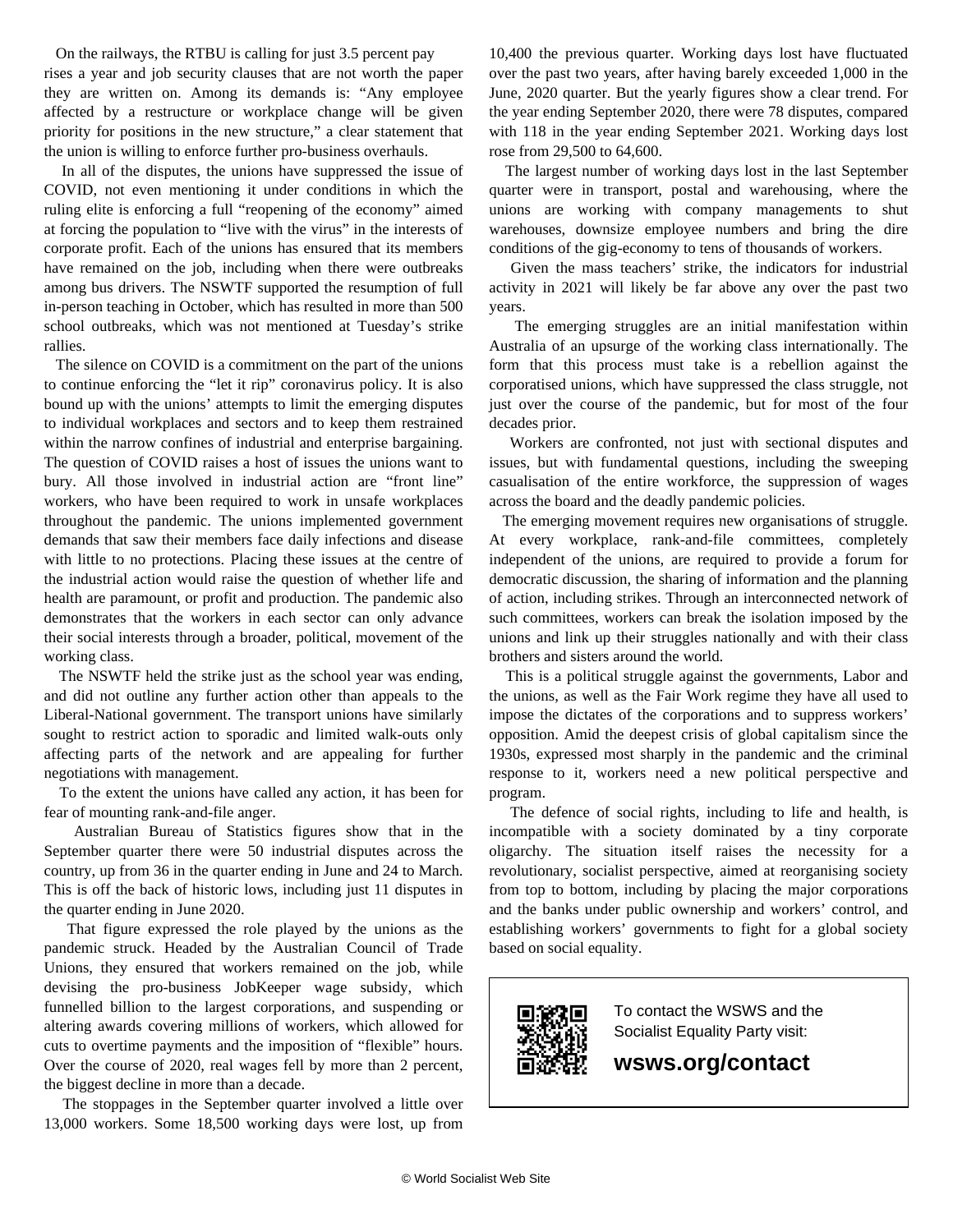On the railways, the RTBU is calling for just 3.5 percent pay rises a year and job security clauses that are not worth the paper they are written on. Among its demands is: "Any employee affected by a restructure or workplace change will be given priority for positions in the new structure," a clear statement that the union is willing to enforce further pro-business overhauls.

In all of the disputes, the unions have suppressed the issue of COVID, not even mentioning it under conditions in which the ruling elite is enforcing a full "reopening of the economy" aimed at forcing the population to "live with the virus" in the interests of corporate profit. Each of the unions has ensured that its members have remained on the job, including when there were outbreaks among bus drivers. The NSWTF supported the resumption of full in-person teaching in October, which has resulted in more than 500 school outbreaks, which was not mentioned at Tuesday's strike rallies.

The silence on COVID is a commitment on the part of the unions to continue enforcing the "let it rip" coronavirus policy. It is also bound up with the unions' attempts to limit the emerging disputes to individual workplaces and sectors and to keep them restrained within the narrow confines of industrial and enterprise bargaining. The question of COVID raises a host of issues the unions want to bury. All those involved in industrial action are "front line" workers, who have been required to work in unsafe workplaces throughout the pandemic. The unions implemented government demands that saw their members face daily infections and disease with little to no protections. Placing these issues at the centre of the industrial action would raise the question of whether life and health are paramount, or profit and production. The pandemic also demonstrates that the workers in each sector can only advance their social interests through a broader, political, movement of the working class.

The NSWTF held the strike just as the school year was ending, and did not outline any further action other than appeals to the Liberal-National government. The transport unions have similarly sought to restrict action to sporadic and limited walk-outs only affecting parts of the network and are appealing for further negotiations with management.

To the extent the unions have called any action, it has been for fear of mounting rank-and-file anger.

Australian Bureau of Statistics figures show that in the September quarter there were 50 industrial disputes across the country, up from 36 in the quarter ending in June and 24 to March. This is off the back of historic lows, including just 11 disputes in the quarter ending in June 2020.

That figure expressed the role played by the unions as the pandemic struck. Headed by the Australian Council of Trade Unions, they ensured that workers remained on the job, while devising the pro-business JobKeeper wage subsidy, which funnelled billion to the largest corporations, and suspending or altering awards covering millions of workers, which allowed for cuts to overtime payments and the imposition of "flexible" hours. Over the course of 2020, real wages fell by more than 2 percent, the biggest decline in more than a decade.

The stoppages in the September quarter involved a little over 13,000 workers. Some 18,500 working days were lost, up from 10,400 the previous quarter. Working days lost have fluctuated over the past two years, after having barely exceeded 1,000 in the June, 2020 quarter. But the yearly figures show a clear trend. For the year ending September 2020, there were 78 disputes, compared with 118 in the year ending September 2021. Working days lost rose from 29,500 to 64,600.

The largest number of working days lost in the last September quarter were in transport, postal and warehousing, where the unions are working with company managements to shut warehouses, downsize employee numbers and bring the dire conditions of the gig-economy to tens of thousands of workers.

Given the mass teachers' strike, the indicators for industrial activity in 2021 will likely be far above any over the past two years.

The emerging struggles are an initial manifestation within Australia of an upsurge of the working class internationally. The form that this process must take is a rebellion against the corporatised unions, which have suppressed the class struggle, not just over the course of the pandemic, but for most of the four decades prior.

Workers are confronted, not just with sectional disputes and issues, but with fundamental questions, including the sweeping casualisation of the entire workforce, the suppression of wages across the board and the deadly pandemic policies.

The emerging movement requires new organisations of struggle. At every workplace, rank-and-file committees, completely independent of the unions, are required to provide a forum for democratic discussion, the sharing of information and the planning of action, including strikes. Through an interconnected network of such committees, workers can break the isolation imposed by the unions and link up their struggles nationally and with their class brothers and sisters around the world.

This is a political struggle against the governments, Labor and the unions, as well as the Fair Work regime they have all used to impose the dictates of the corporations and to suppress workers' opposition. Amid the deepest crisis of global capitalism since the 1930s, expressed most sharply in the pandemic and the criminal response to it, workers need a new political perspective and program.

The defence of social rights, including to life and health, is incompatible with a society dominated by a tiny corporate oligarchy. The situation itself raises the necessity for a revolutionary, socialist perspective, aimed at reorganising society from top to bottom, including by placing the major corporations and the banks under public ownership and workers' control, and establishing workers' governments to fight for a global society based on social equality.

To contact the WSWS and the Socialist Equality Party visit:

**wsws.org/contact**